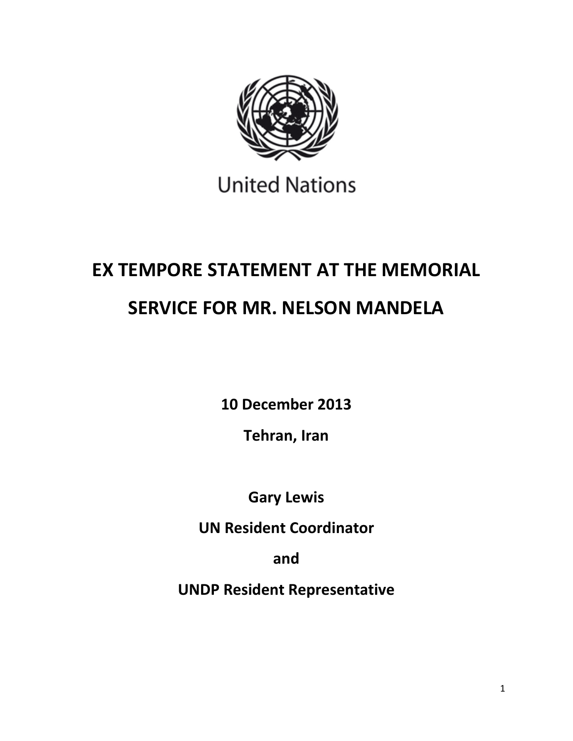United Nations

# EX TEMPORE STATEMENT AT THE MEMORIAL SERVICE FOR MR. NELSON MANDELA

**10 December 2013**

**Tehran, Iran**

**Gary Lewis**

**UN Resident Coordinator**

**and**

**UNDP Resident Representative**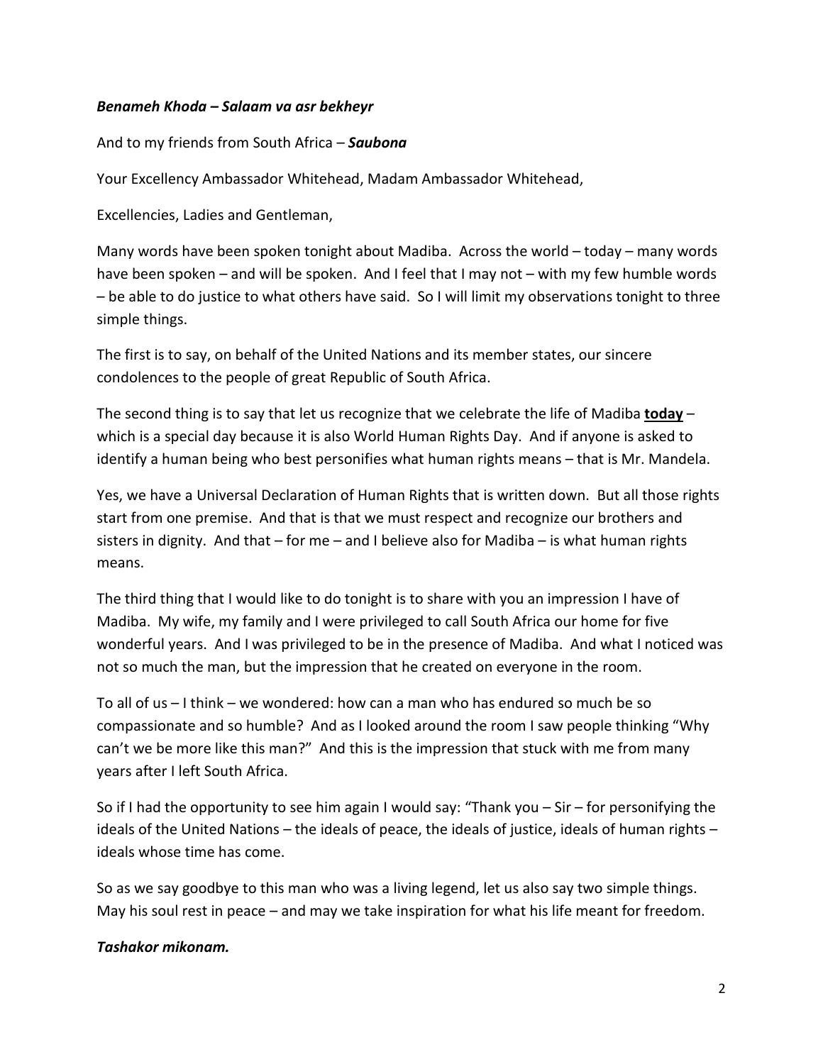***Benameh Khoda – Salaam va asr bekheyr***

And to my friends from South Africa – ***Saubona***

Your Excellency Ambassador Whitehead, Madam Ambassador Whitehead,

Excellencies, Ladies and Gentleman,

Many words have been spoken tonight about Madiba. Across the world – today – many words have been spoken – and will be spoken. And I feel that I may not – with my few humble words – be able to do justice to what others have said. So I will limit my observations tonight to three simple things.

The first is to say, on behalf of the United Nations and its member states, our sincere condolences to the people of great Republic of South Africa.

The second thing is to say that let us recognize that we celebrate the life of Madiba **<u>today</u>** – which is a special day because it is also World Human Rights Day. And if anyone is asked to identify a human being who best personifies what human rights means – that is Mr. Mandela.

Yes, we have a Universal Declaration of Human Rights that is written down. But all those rights start from one premise. And that is that we must respect and recognize our brothers and sisters in dignity. And that – for me – and I believe also for Madiba – is what human rights means.

The third thing that I would like to do tonight is to share with you an impression I have of Madiba. My wife, my family and I were privileged to call South Africa our home for five wonderful years. And I was privileged to be in the presence of Madiba. And what I noticed was not so much the man, but the impression that he created on everyone in the room.

To all of us – I think – we wondered: how can a man who has endured so much be so compassionate and so humble? And as I looked around the room I saw people thinking "Why can't we be more like this man?" And this is the impression that stuck with me from many years after I left South Africa.

So if I had the opportunity to see him again I would say: "Thank you – Sir – for personifying the ideals of the United Nations – the ideals of peace, the ideals of justice, ideals of human rights – ideals whose time has come.

So as we say goodbye to this man who was a living legend, let us also say two simple things. May his soul rest in peace – and may we take inspiration for what his life meant for freedom.

***Tashakor mikonam.***